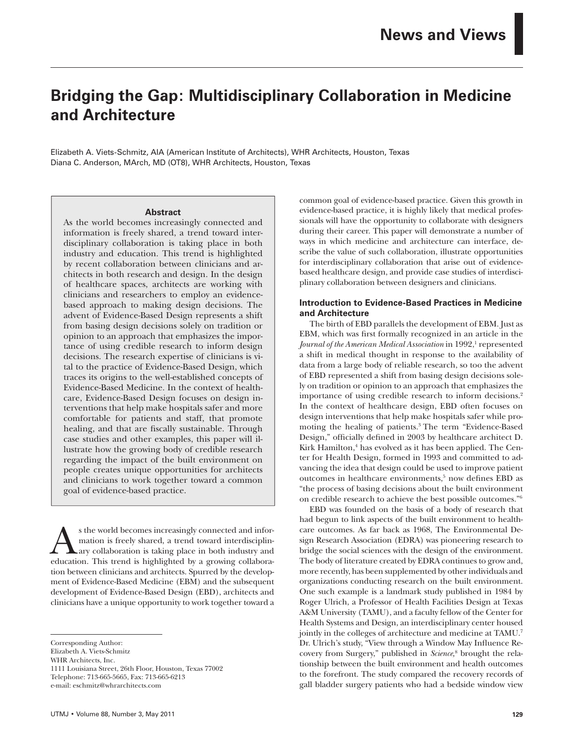# Bridging the Gap: Multidisciplinary Collaboration in Medicine and Architecture

Elizabeth A. Viets-Schmitz, AIA (American Institute of Architects), WHR Architects, Houston, Texas
Diana C. Anderson, MArch, MD (OT8), WHR Architects, Houston, Texas

**Abstract**

As the world becomes increasingly connected and information is freely shared, a trend toward interdisciplinary collaboration is taking place in both industry and education. This trend is highlighted by recent collaboration between clinicians and architects in both research and design. In the design of healthcare spaces, architects are working with clinicians and researchers to employ an evidence-based approach to making design decisions. The advent of Evidence-Based Design represents a shift from basing design decisions solely on tradition or opinion to an approach that emphasizes the importance of using credible research to inform design decisions. The research expertise of clinicians is vital to the practice of Evidence-Based Design, which traces its origins to the well-established concepts of Evidence-Based Medicine. In the context of healthcare, Evidence-Based Design focuses on design interventions that help make hospitals safer and more comfortable for patients and staff, that promote healing, and that are fiscally sustainable. Through case studies and other examples, this paper will illustrate how the growing body of credible research regarding the impact of the built environment on people creates unique opportunities for architects and clinicians to work together toward a common goal of evidence-based practice.

As the world becomes increasingly connected and information is freely shared, a trend toward interdisciplinary collaboration is taking place in both industry and education. This trend is highlighted by a growing collaboration between clinicians and architects. Spurred by the development of Evidence-Based Medicine (EBM) and the subsequent development of Evidence-Based Design (EBD), architects and clinicians have a unique opportunity to work together toward a common goal of evidence-based practice. Given this growth in evidence-based practice, it is highly likely that medical professionals will have the opportunity to collaborate with designers during their career. This paper will demonstrate a number of ways in which medicine and architecture can interface, describe the value of such collaboration, illustrate opportunities for interdisciplinary collaboration that arise out of evidence-based healthcare design, and provide case studies of interdisciplinary collaboration between designers and clinicians.

Corresponding Author:
Elizabeth A. Viets-Schmitz
WHR Architects, Inc.
1111 Louisiana Street, 26th Floor, Houston, Texas 77002
Telephone: 713-665-5665, Fax: 713-665-6213
e-mail: eschmitz@whrarchitects.com

### Introduction to Evidence-Based Practices in Medicine and Architecture

The birth of EBD parallels the development of EBM. Just as EBM, which was first formally recognized in an article in the *Journal of the American Medical Association* in 1992,[1] represented a shift in medical thought in response to the availability of data from a large body of reliable research, so too the advent of EBD represented a shift from basing design decisions solely on tradition or opinion to an approach that emphasizes the importance of using credible research to inform decisions.[2] In the context of healthcare design, EBD often focuses on design interventions that help make hospitals safer while promoting the healing of patients.[3] The term "Evidence-Based Design," officially defined in 2003 by healthcare architect D. Kirk Hamilton,[4] has evolved as it has been applied. The Center for Health Design, formed in 1993 and committed to advancing the idea that design could be used to improve patient outcomes in healthcare environments,[5] now defines EBD as "the process of basing decisions about the built environment on credible research to achieve the best possible outcomes."[6]

EBD was founded on the basis of a body of research that had begun to link aspects of the built environment to healthcare outcomes. As far back as 1968, The Environmental Design Research Association (EDRA) was pioneering research to bridge the social sciences with the design of the environment. The body of literature created by EDRA continues to grow and, more recently, has been supplemented by other individuals and organizations conducting research on the built environment. One such example is a landmark study published in 1984 by Roger Ulrich, a Professor of Health Facilities Design at Texas A&M University (TAMU), and a faculty fellow of the Center for Health Systems and Design, an interdisciplinary center housed jointly in the colleges of architecture and medicine at TAMU.[7] Dr. Ulrich's study, "View through a Window May Influence Recovery from Surgery," published in *Science*,[8] brought the relationship between the built environment and health outcomes to the forefront. The study compared the recovery records of gall bladder surgery patients who had a bedside window view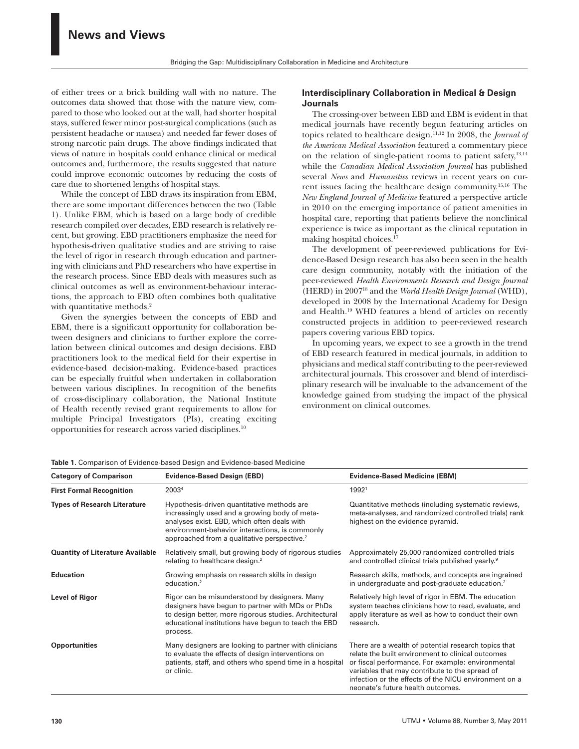of either trees or a brick building wall with no nature. The outcomes data showed that those with the nature view, compared to those who looked out at the wall, had shorter hospital stays, suffered fewer minor post-surgical complications (such as persistent headache or nausea) and needed far fewer doses of strong narcotic pain drugs. The above findings indicated that views of nature in hospitals could enhance clinical or medical outcomes and, furthermore, the results suggested that nature could improve economic outcomes by reducing the costs of care due to shortened lengths of hospital stays.

While the concept of EBD draws its inspiration from EBM, there are some important differences between the two (Table 1). Unlike EBM, which is based on a large body of credible research compiled over decades, EBD research is relatively recent, but growing. EBD practitioners emphasize the need for hypothesis-driven qualitative studies and are striving to raise the level of rigor in research through education and partnering with clinicians and PhD researchers who have expertise in the research process. Since EBD deals with measures such as clinical outcomes as well as environment-behaviour interactions, the approach to EBD often combines both qualitative with quantitative methods.[2]

Given the synergies between the concepts of EBD and EBM, there is a significant opportunity for collaboration between designers and clinicians to further explore the correlation between clinical outcomes and design decisions. EBD practitioners look to the medical field for their expertise in evidence-based decision-making. Evidence-based practices can be especially fruitful when undertaken in collaboration between various disciplines. In recognition of the benefits of cross-disciplinary collaboration, the National Institute of Health recently revised grant requirements to allow for multiple Principal Investigators (PIs), creating exciting opportunities for research across varied disciplines.[10]

## Interdisciplinary Collaboration in Medical & Design Journals

The crossing-over between EBD and EBM is evident in that medical journals have recently begun featuring articles on topics related to healthcare design.[11,12] In 2008, the *Journal of the American Medical Association* featured a commentary piece on the relation of single-patient rooms to patient safety,[13,14] while the *Canadian Medical Association Journal* has published several *News* and *Humanities* reviews in recent years on current issues facing the healthcare design community.[15,16] The *New England Journal of Medicine* featured a perspective article in 2010 on the emerging importance of patient amenities in hospital care, reporting that patients believe the nonclinical experience is twice as important as the clinical reputation in making hospital choices.[17]

The development of peer-reviewed publications for Evidence-Based Design research has also been seen in the health care design community, notably with the initiation of the peer-reviewed *Health Environments Research and Design Journal* (HERD) in 2007[18] and the *World Health Design Journal* (WHD), developed in 2008 by the International Academy for Design and Health.[19] WHD features a blend of articles on recently constructed projects in addition to peer-reviewed research papers covering various EBD topics.

In upcoming years, we expect to see a growth in the trend of EBD research featured in medical journals, in addition to physicians and medical staff contributing to the peer-reviewed architectural journals. This crossover and blend of interdisciplinary research will be invaluable to the advancement of the knowledge gained from studying the impact of the physical environment on clinical outcomes.

**Table 1.** Comparison of Evidence-based Design and Evidence-based Medicine

| Category of Comparison | Evidence-Based Design (EBD) | Evidence-Based Medicine (EBM) |
|---|---|---|
| **First Formal Recognition** | 2003[4] | 1992[1] |
| **Types of Research Literature** | Hypothesis-driven quantitative methods are increasingly used and a growing body of meta-analyses exist. EBD, which often deals with environment-behavior interactions, is commonly approached from a qualitative perspective.[2] | Quantitative methods (including systematic reviews, meta-analyses, and randomized controlled trials) rank highest on the evidence pyramid. |
| **Quantity of Literature Available** | Relatively small, but growing body of rigorous studies relating to healthcare design.[2] | Approximately 25,000 randomized controlled trials and controlled clinical trials published yearly.[9] |
| **Education** | Growing emphasis on research skills in design education.[2] | Research skills, methods, and concepts are ingrained in undergraduate and post-graduate education.[2] |
| **Level of Rigor** | Rigor can be misunderstood by designers. Many designers have begun to partner with MDs or PhDs to design better, more rigorous studies. Architectural educational institutions have begun to teach the EBD process. | Relatively high level of rigor in EBM. The education system teaches clinicians how to read, evaluate, and apply literature as well as how to conduct their own research. |
| **Opportunities** | Many designers are looking to partner with clinicians to evaluate the effects of design interventions on patients, staff, and others who spend time in a hospital or clinic. | There are a wealth of potential research topics that relate the built environment to clinical outcomes or fiscal performance. For example: environmental variables that may contribute to the spread of infection or the effects of the NICU environment on a neonate's future health outcomes. |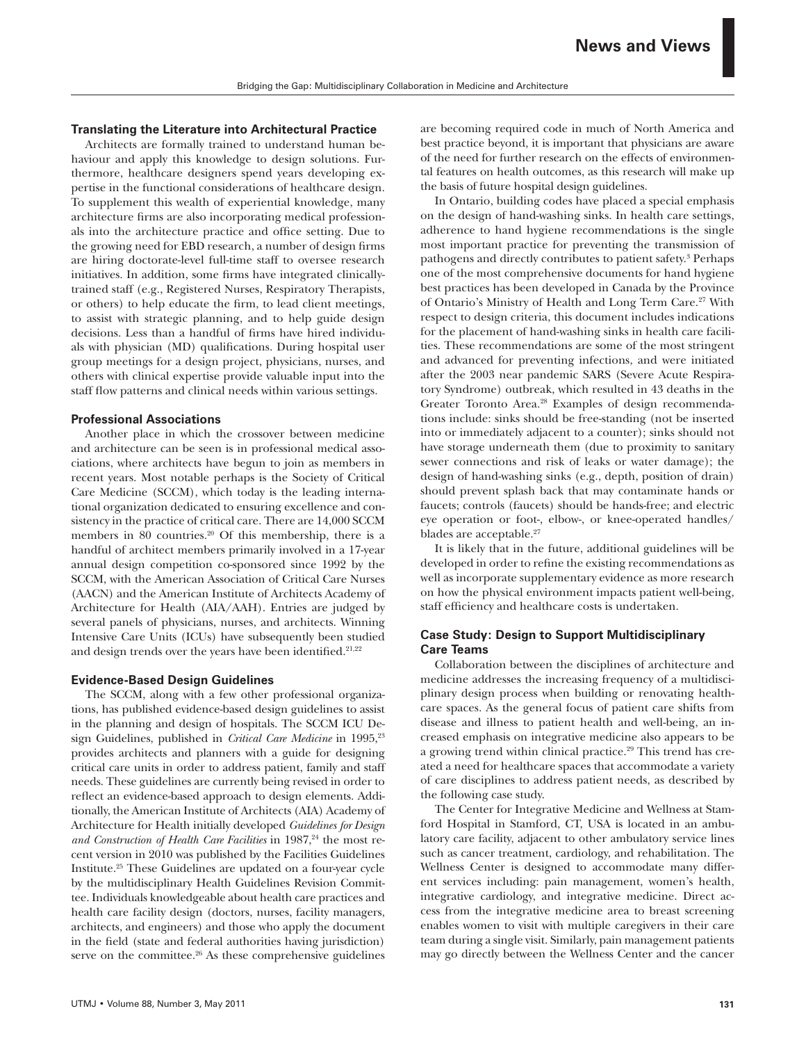### Translating the Literature into Architectural Practice

Architects are formally trained to understand human behaviour and apply this knowledge to design solutions. Furthermore, healthcare designers spend years developing expertise in the functional considerations of healthcare design. To supplement this wealth of experiential knowledge, many architecture firms are also incorporating medical professionals into the architecture practice and office setting. Due to the growing need for EBD research, a number of design firms are hiring doctorate-level full-time staff to oversee research initiatives. In addition, some firms have integrated clinically-trained staff (e.g., Registered Nurses, Respiratory Therapists, or others) to help educate the firm, to lead client meetings, to assist with strategic planning, and to help guide design decisions. Less than a handful of firms have hired individuals with physician (MD) qualifications. During hospital user group meetings for a design project, physicians, nurses, and others with clinical expertise provide valuable input into the staff flow patterns and clinical needs within various settings.

### Professional Associations

Another place in which the crossover between medicine and architecture can be seen is in professional medical associations, where architects have begun to join as members in recent years. Most notable perhaps is the Society of Critical Care Medicine (SCCM), which today is the leading international organization dedicated to ensuring excellence and consistency in the practice of critical care. There are 14,000 SCCM members in 80 countries.[20] Of this membership, there is a handful of architect members primarily involved in a 17-year annual design competition co-sponsored since 1992 by the SCCM, with the American Association of Critical Care Nurses (AACN) and the American Institute of Architects Academy of Architecture for Health (AIA/AAH). Entries are judged by several panels of physicians, nurses, and architects. Winning Intensive Care Units (ICUs) have subsequently been studied and design trends over the years have been identified.[21,22]

### Evidence-Based Design Guidelines

The SCCM, along with a few other professional organizations, has published evidence-based design guidelines to assist in the planning and design of hospitals. The SCCM ICU Design Guidelines, published in *Critical Care Medicine* in 1995,[23] provides architects and planners with a guide for designing critical care units in order to address patient, family and staff needs. These guidelines are currently being revised in order to reflect an evidence-based approach to design elements. Additionally, the American Institute of Architects (AIA) Academy of Architecture for Health initially developed *Guidelines for Design and Construction of Health Care Facilities* in 1987,[24] the most recent version in 2010 was published by the Facilities Guidelines Institute.[25] These Guidelines are updated on a four-year cycle by the multidisciplinary Health Guidelines Revision Committee. Individuals knowledgeable about health care practices and health care facility design (doctors, nurses, facility managers, architects, and engineers) and those who apply the document in the field (state and federal authorities having jurisdiction) serve on the committee.[26] As these comprehensive guidelines are becoming required code in much of North America and best practice beyond, it is important that physicians are aware of the need for further research on the effects of environmental features on health outcomes, as this research will make up the basis of future hospital design guidelines.

In Ontario, building codes have placed a special emphasis on the design of hand-washing sinks. In health care settings, adherence to hand hygiene recommendations is the single most important practice for preventing the transmission of pathogens and directly contributes to patient safety.[3] Perhaps one of the most comprehensive documents for hand hygiene best practices has been developed in Canada by the Province of Ontario's Ministry of Health and Long Term Care.[27] With respect to design criteria, this document includes indications for the placement of hand-washing sinks in health care facilities. These recommendations are some of the most stringent and advanced for preventing infections, and were initiated after the 2003 near pandemic SARS (Severe Acute Respiratory Syndrome) outbreak, which resulted in 43 deaths in the Greater Toronto Area.[28] Examples of design recommendations include: sinks should be free-standing (not be inserted into or immediately adjacent to a counter); sinks should not have storage underneath them (due to proximity to sanitary sewer connections and risk of leaks or water damage); the design of hand-washing sinks (e.g., depth, position of drain) should prevent splash back that may contaminate hands or faucets; controls (faucets) should be hands-free; and electric eye operation or foot-, elbow-, or knee-operated handles/blades are acceptable.[27]

It is likely that in the future, additional guidelines will be developed in order to refine the existing recommendations as well as incorporate supplementary evidence as more research on how the physical environment impacts patient well-being, staff efficiency and healthcare costs is undertaken.

### Case Study: Design to Support Multidisciplinary Care Teams

Collaboration between the disciplines of architecture and medicine addresses the increasing frequency of a multidisciplinary design process when building or renovating healthcare spaces. As the general focus of patient care shifts from disease and illness to patient health and well-being, an increased emphasis on integrative medicine also appears to be a growing trend within clinical practice.[29] This trend has created a need for healthcare spaces that accommodate a variety of care disciplines to address patient needs, as described by the following case study.

The Center for Integrative Medicine and Wellness at Stamford Hospital in Stamford, CT, USA is located in an ambulatory care facility, adjacent to other ambulatory service lines such as cancer treatment, cardiology, and rehabilitation. The Wellness Center is designed to accommodate many different services including: pain management, women's health, integrative cardiology, and integrative medicine. Direct access from the integrative medicine area to breast screening enables women to visit with multiple caregivers in their care team during a single visit. Similarly, pain management patients may go directly between the Wellness Center and the cancer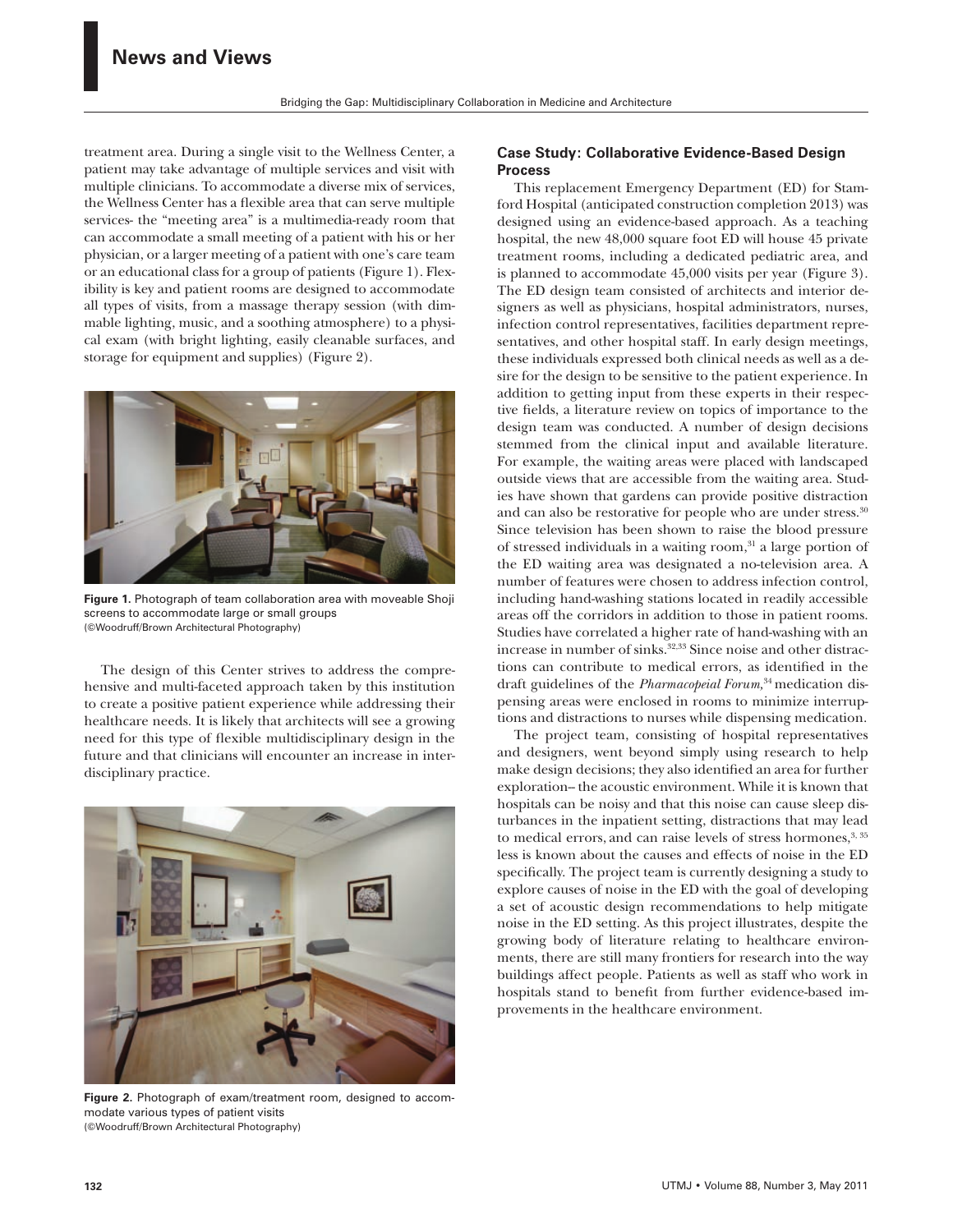treatment area. During a single visit to the Wellness Center, a patient may take advantage of multiple services and visit with multiple clinicians. To accommodate a diverse mix of services, the Wellness Center has a flexible area that can serve multiple services- the "meeting area" is a multimedia-ready room that can accommodate a small meeting of a patient with his or her physician, or a larger meeting of a patient with one's care team or an educational class for a group of patients (Figure 1). Flexibility is key and patient rooms are designed to accommodate all types of visits, from a massage therapy session (with dimmable lighting, music, and a soothing atmosphere) to a physical exam (with bright lighting, easily cleanable surfaces, and storage for equipment and supplies) (Figure 2).

**Figure 1.** Photograph of team collaboration area with moveable Shoji screens to accommodate large or small groups
(©Woodruff/Brown Architectural Photography)

The design of this Center strives to address the comprehensive and multi-faceted approach taken by this institution to create a positive patient experience while addressing their healthcare needs. It is likely that architects will see a growing need for this type of flexible multidisciplinary design in the future and that clinicians will encounter an increase in interdisciplinary practice.

**Figure 2.** Photograph of exam/treatment room, designed to accommodate various types of patient visits
(©Woodruff/Brown Architectural Photography)

### Case Study: Collaborative Evidence-Based Design Process

This replacement Emergency Department (ED) for Stamford Hospital (anticipated construction completion 2013) was designed using an evidence-based approach. As a teaching hospital, the new 48,000 square foot ED will house 45 private treatment rooms, including a dedicated pediatric area, and is planned to accommodate 45,000 visits per year (Figure 3). The ED design team consisted of architects and interior designers as well as physicians, hospital administrators, nurses, infection control representatives, facilities department representatives, and other hospital staff. In early design meetings, these individuals expressed both clinical needs as well as a desire for the design to be sensitive to the patient experience. In addition to getting input from these experts in their respective fields, a literature review on topics of importance to the design team was conducted. A number of design decisions stemmed from the clinical input and available literature. For example, the waiting areas were placed with landscaped outside views that are accessible from the waiting area. Studies have shown that gardens can provide positive distraction and can also be restorative for people who are under stress.[30] Since television has been shown to raise the blood pressure of stressed individuals in a waiting room,[31] a large portion of the ED waiting area was designated a no-television area. A number of features were chosen to address infection control, including hand-washing stations located in readily accessible areas off the corridors in addition to those in patient rooms. Studies have correlated a higher rate of hand-washing with an increase in number of sinks.[32,33] Since noise and other distractions can contribute to medical errors, as identified in the draft guidelines of the *Pharmacopeial Forum*,[34] medication dispensing areas were enclosed in rooms to minimize interruptions and distractions to nurses while dispensing medication.

The project team, consisting of hospital representatives and designers, went beyond simply using research to help make design decisions; they also identified an area for further exploration– the acoustic environment. While it is known that hospitals can be noisy and that this noise can cause sleep disturbances in the inpatient setting, distractions that may lead to medical errors, and can raise levels of stress hormones,[3, 35] less is known about the causes and effects of noise in the ED specifically. The project team is currently designing a study to explore causes of noise in the ED with the goal of developing a set of acoustic design recommendations to help mitigate noise in the ED setting. As this project illustrates, despite the growing body of literature relating to healthcare environments, there are still many frontiers for research into the way buildings affect people. Patients as well as staff who work in hospitals stand to benefit from further evidence-based improvements in the healthcare environment.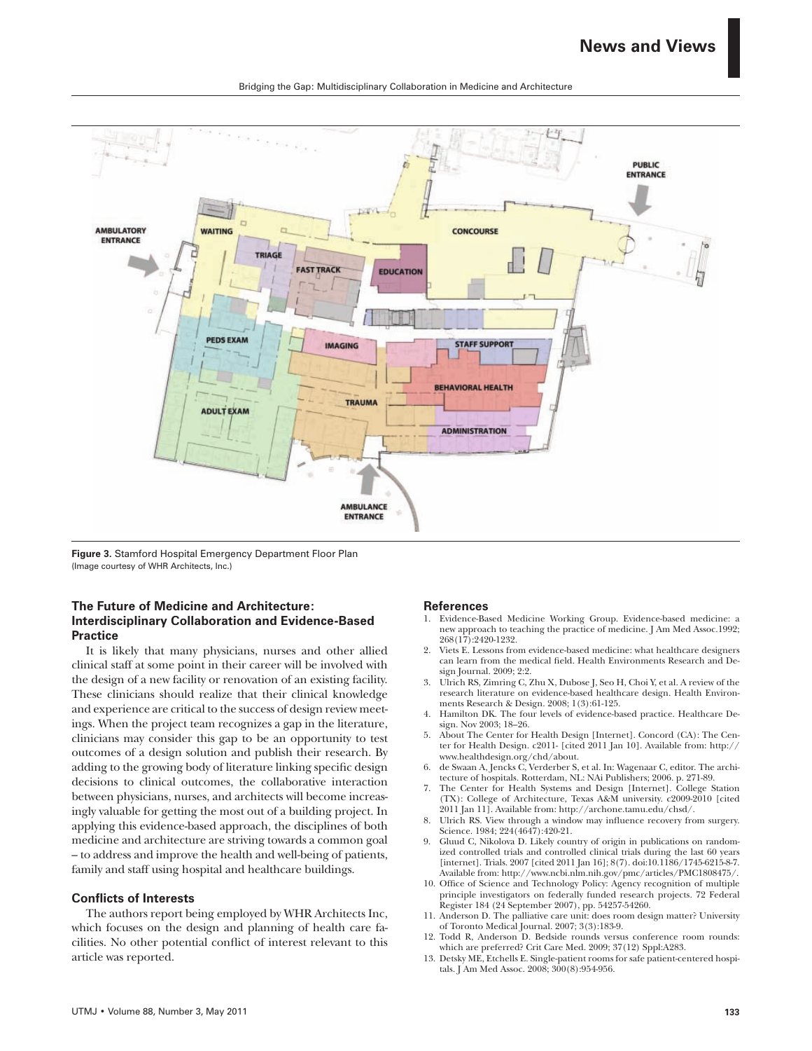**Figure 3.** Stamford Hospital Emergency Department Floor Plan
(Image courtesy of WHR Architects, Inc.)

## The Future of Medicine and Architecture: Interdisciplinary Collaboration and Evidence-Based Practice

It is likely that many physicians, nurses and other allied clinical staff at some point in their career will be involved with the design of a new facility or renovation of an existing facility. These clinicians should realize that their clinical knowledge and experience are critical to the success of design review meetings. When the project team recognizes a gap in the literature, clinicians may consider this gap to be an opportunity to test outcomes of a design solution and publish their research. By adding to the growing body of literature linking specific design decisions to clinical outcomes, the collaborative interaction between physicians, nurses, and architects will become increasingly valuable for getting the most out of a building project. In applying this evidence-based approach, the disciplines of both medicine and architecture are striving towards a common goal – to address and improve the health and well-being of patients, family and staff using hospital and healthcare buildings.

## Conflicts of Interests

The authors report being employed by WHR Architects Inc, which focuses on the design and planning of health care facilities. No other potential conflict of interest relevant to this article was reported.

## References

1. Evidence-Based Medicine Working Group. Evidence-based medicine: a new approach to teaching the practice of medicine. J Am Med Assoc.1992; 268(17):2420-1232.
2. Viets E. Lessons from evidence-based medicine: what healthcare designers can learn from the medical field. Health Environments Research and Design Journal. 2009; 2:2.
3. Ulrich RS, Zimring C, Zhu X, Dubose J, Seo H, Choi Y, et al. A review of the research literature on evidence-based healthcare design. Health Environments Research & Design. 2008; 1(3):61-125.
4. Hamilton DK. The four levels of evidence-based practice. Healthcare Design. Nov 2003; 18–26.
5. About The Center for Health Design [Internet]. Concord (CA): The Center for Health Design. c2011- [cited 2011 Jan 10]. Available from: http://www.healthdesign.org/chd/about.
6. de Swaan A, Jencks C, Verderber S, et al. In: Wagenaar C, editor. The architecture of hospitals. Rotterdam, NL: NAi Publishers; 2006. p. 271-89.
7. The Center for Health Systems and Design [Internet]. College Station (TX): College of Architecture, Texas A&M university. c2009-2010 [cited 2011 Jan 11]. Available from: http://archone.tamu.edu/chsd/.
8. Ulrich RS. View through a window may influence recovery from surgery. Science. 1984; 224(4647):420-21.
9. Gluud C, Nikolova D. Likely country of origin in publications on randomized controlled trials and controlled clinical trials during the last 60 years [internet]. Trials. 2007 [cited 2011 Jan 16]; 8(7). doi:10.1186/1745-6215-8-7. Available from: http://www.ncbi.nlm.nih.gov/pmc/articles/PMC1808475/.
10. Office of Science and Technology Policy: Agency recognition of multiple principle investigators on federally funded research projects. 72 Federal Register 184 (24 September 2007), pp. 54257-54260.
11. Anderson D. The palliative care unit: does room design matter? University of Toronto Medical Journal. 2007; 3(3):183-9.
12. Todd R, Anderson D. Bedside rounds versus conference room rounds: which are preferred? Crit Care Med. 2009; 37(12) Sppl:A283.
13. Detsky ME, Etchells E. Single-patient rooms for safe patient-centered hospitals. J Am Med Assoc. 2008; 300(8):954-956.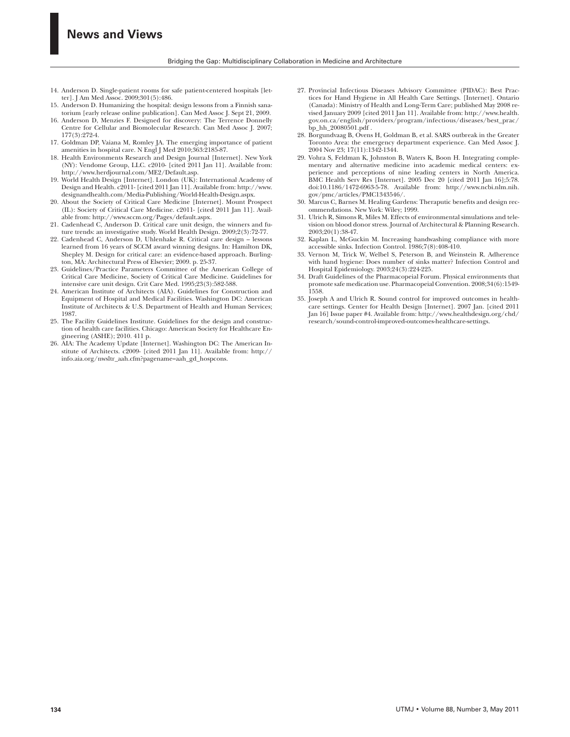14. Anderson D. Single-patient rooms for safe patient-centered hospitals [letter]. J Am Med Assoc. 2009;301(5):486.
15. Anderson D. Humanizing the hospital: design lessons from a Finnish sanatorium [early release online publication]. Can Med Assoc J. Sept 21, 2009.
16. Anderson D, Menzies F. Designed for discovery: The Terrence Donnelly Centre for Cellular and Biomolecular Research. Can Med Assoc J. 2007; 177(3):272-4.
17. Goldman DP, Vaiana M, Romley JA. The emerging importance of patient amenities in hospital care. N Engl J Med 2010;363:2185-87.
18. Health Environments Research and Design Journal [Internet]. New York (NY): Vendome Group, LLC. c2010- [cited 2011 Jan 11]. Available from: http://www.herdjournal.com/ME2/Default.asp.
19. World Health Design [Internet]. London (UK): International Academy of Design and Health. c2011- [cited 2011 Jan 11]. Available from: http://www.designandhealth.com/Media-Publishing/World-Health-Design.aspx.
20. About the Society of Critical Care Medicine [Internet]. Mount Prospect (IL): Society of Critical Care Medicine. c2011- [cited 2011 Jan 11]. Available from: http://www.sccm.org/Pages/default.aspx.
21. Cadenhead C, Anderson D. Critical care unit design, the winners and future trends: an investigative study. World Health Design. 2009;2(3):72-77.
22. Cadenhead C, Anderson D, Uhlenhake R. Critical care design – lessons learned from 16 years of SCCM award winning designs. In: Hamilton DK, Shepley M. Design for critical care: an evidence-based approach. Burlington, MA: Architectural Press of Elsevier; 2009. p. 25-37.
23. Guidelines/Practice Parameters Committee of the American College of Critical Care Medicine, Society of Critical Care Medicine. Guidelines for intensive care unit design. Crit Care Med. 1995;23(3):582-588.
24. American Institute of Architects (AIA). Guidelines for Construction and Equipment of Hospital and Medical Facilities. Washington DC: American Institute of Architects & U.S. Department of Health and Human Services; 1987.
25. The Facility Guidelines Institute. Guidelines for the design and construction of health care facilities. Chicago: American Society for Healthcare Engineering (ASHE); 2010. 411 p.
26. AIA: The Academy Update [Internet]. Washington DC: The American Institute of Architects. c2009- [cited 2011 Jan 11]. Available from: http://info.aia.org/nwsltr_aah.cfm?pagename=aah_gd_hospcons.
27. Provincial Infectious Diseases Advisory Committee (PIDAC): Best Practices for Hand Hygiene in All Health Care Settings. [Internet]. Ontario (Canada): Ministry of Health and Long-Term Care; published May 2008 revised January 2009 [cited 2011 Jan 11]. Available from: http://www.health.gov.on.ca/english/providers/program/infectious/diseases/best_prac/bp_hh_20080501.pdf .
28. Borgundvaag B, Ovens H, Goldman B, et al. SARS outbreak in the Greater Toronto Area: the emergency department experience. Can Med Assoc J. 2004 Nov 23; 17(11):1342-1344.
29. Vohra S, Feldman K, Johnston B, Waters K, Boon H. Integrating complementary and alternative medicine into academic medical centers: experience and perceptions of nine leading centers in North America. BMC Health Serv Res [Internet]. 2005 Dec 20 [cited 2011 Jan 16];5:78. doi:10.1186/1472-6963-5-78. Available from: http://www.ncbi.nlm.nih.gov/pmc/articles/PMC1343546/.
30. Marcus C, Barnes M. Healing Gardens: Theraputic benefits and design recommendations. New York: Wiley; 1999.
31. Ulrich R, Simons R, Miles M. Effects of environmental simulations and television on blood donor stress. Journal of Architectural & Planning Research. 2003;20(1):38-47.
32. Kaplan L, McGuckin M. Increasing handwashing compliance with more accessible sinks. Infection Control. 1986;7(8):408-410.
33. Vernon M, Trick W, Welbel S, Peterson B, and Weinstein R. Adherence with hand hygiene: Does number of sinks matter? Infection Control and Hospital Epidemiology. 2003;24(3):224-225.
34. Draft Guidelines of the Pharmacopeial Forum. Physical environments that promote safe medication use. Pharmacopeial Convention. 2008;34(6):1549-1558.
35. Joseph A and Ulrich R. Sound control for improved outcomes in healthcare settings. Center for Health Design [Internet]. 2007 Jan. [cited 2011 Jan 16] Issue paper #4. Available from: http://www.healthdesign.org/chd/research/sound-control-improved-outcomes-healthcare-settings.